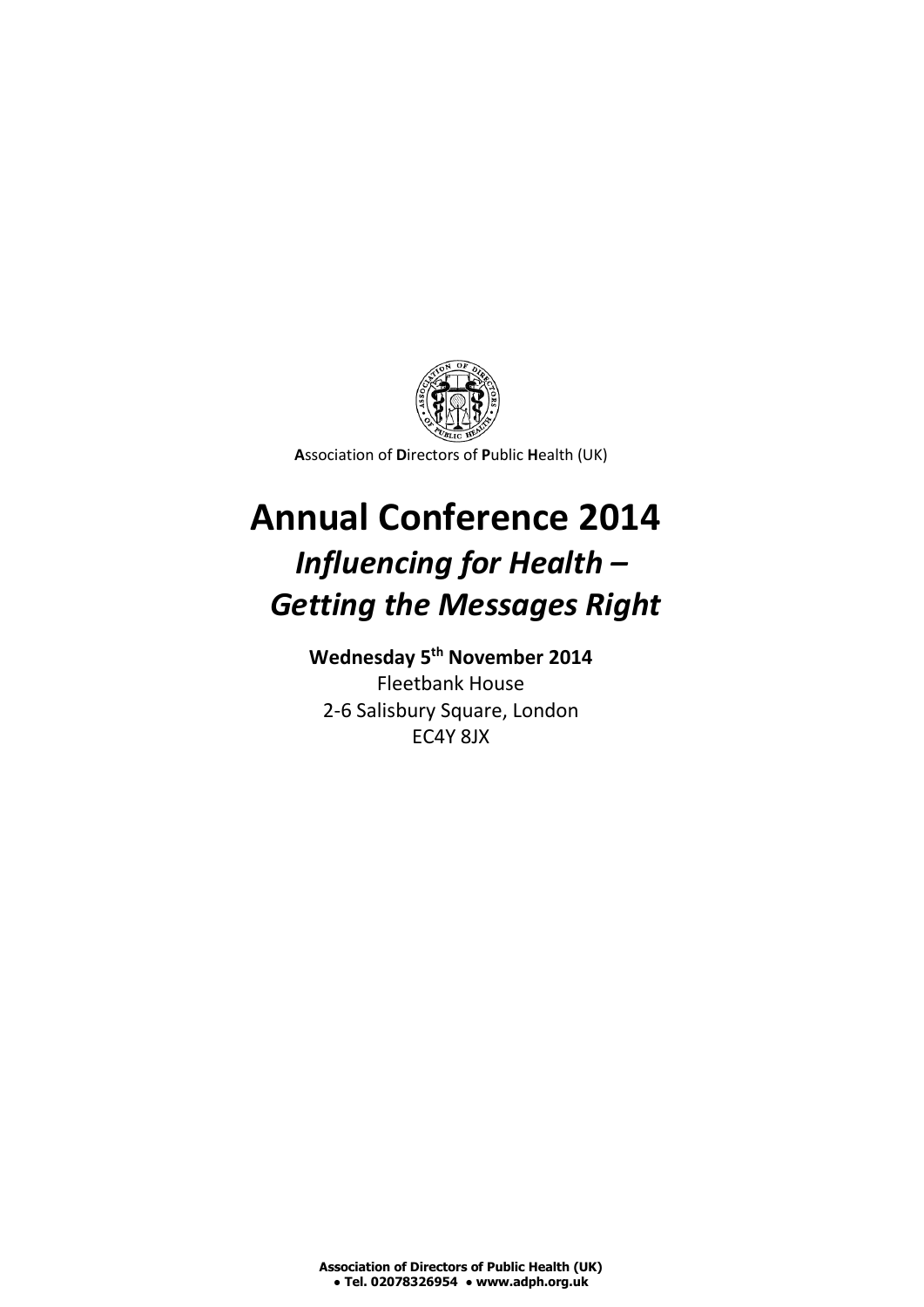**A**ssociation of **D**irectors of **P**ublic **H**ealth (UK)

# Annual Conference 2014

## *Influencing for Health – Getting the Messages Right*

**Wednesday 5th November 2014**
Fleetbank House
2-6 Salisbury Square, London
EC4Y 8JX

**Association of Directors of Public Health (UK)**
**• Tel. 02078326954 • www.adph.org.uk**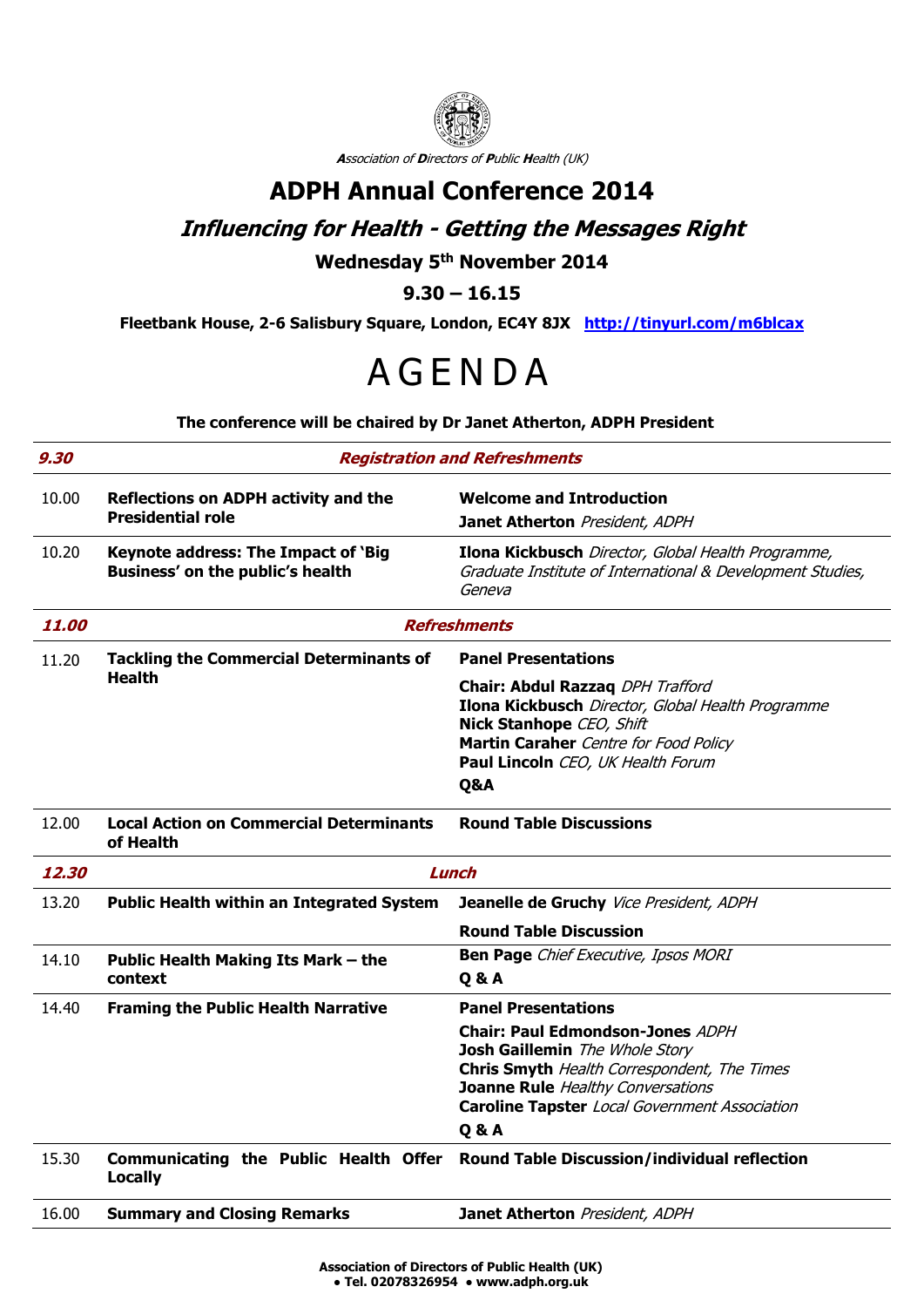*Association of Directors of Public Health (UK)*

# ADPH Annual Conference 2014

## *Influencing for Health - Getting the Messages Right*

### Wednesday 5th November 2014

### 9.30 – 16.15

**Fleetbank House, 2-6 Salisbury Square, London, EC4Y 8JX [http://tinyurl.com/m6blcax](http://tinyurl.com/m6blcax)**

# AGENDA

**The conference will be chaired by Dr Janet Atherton, ADPH President**

| Time | Session | Details |
|---|---|---|
| ***9.30*** | ***Registration and Refreshments*** | |
| 10.00 | **Reflections on ADPH activity and the Presidential role** | **Welcome and Introduction**<br>**Janet Atherton** *President, ADPH* |
| 10.20 | **Keynote address: The Impact of 'Big Business' on the public's health** | **Ilona Kickbusch** *Director, Global Health Programme, Graduate Institute of International & Development Studies, Geneva* |
| ***11.00*** | ***Refreshments*** | |
| 11.20 | **Tackling the Commercial Determinants of Health** | **Panel Presentations**<br>**Chair: Abdul Razzaq** *DPH Trafford*<br>**Ilona Kickbusch** *Director, Global Health Programme*<br>**Nick Stanhope** *CEO, Shift*<br>**Martin Caraher** *Centre for Food Policy*<br>**Paul Lincoln** *CEO, UK Health Forum*<br>**Q&A** |
| 12.00 | **Local Action on Commercial Determinants of Health** | **Round Table Discussions** |
| ***12.30*** | ***Lunch*** | |
| 13.20 | **Public Health within an Integrated System** | **Jeanelle de Gruchy** *Vice President, ADPH*<br>**Round Table Discussion** |
| 14.10 | **Public Health Making Its Mark – the context** | **Ben Page** *Chief Executive, Ipsos MORI*<br>**Q & A** |
| 14.40 | **Framing the Public Health Narrative** | **Panel Presentations**<br>**Chair: Paul Edmondson-Jones** *ADPH*<br>**Josh Gaillemin** *The Whole Story*<br>**Chris Smyth** *Health Correspondent, The Times*<br>**Joanne Rule** *Healthy Conversations*<br>**Caroline Tapster** *Local Government Association*<br>**Q & A** |
| 15.30 | **Communicating the Public Health Offer Locally** | **Round Table Discussion/individual reflection** |
| 16.00 | **Summary and Closing Remarks** | **Janet Atherton** *President, ADPH* |

**Association of Directors of Public Health (UK)**
**• Tel. 02078326954 • www.adph.org.uk**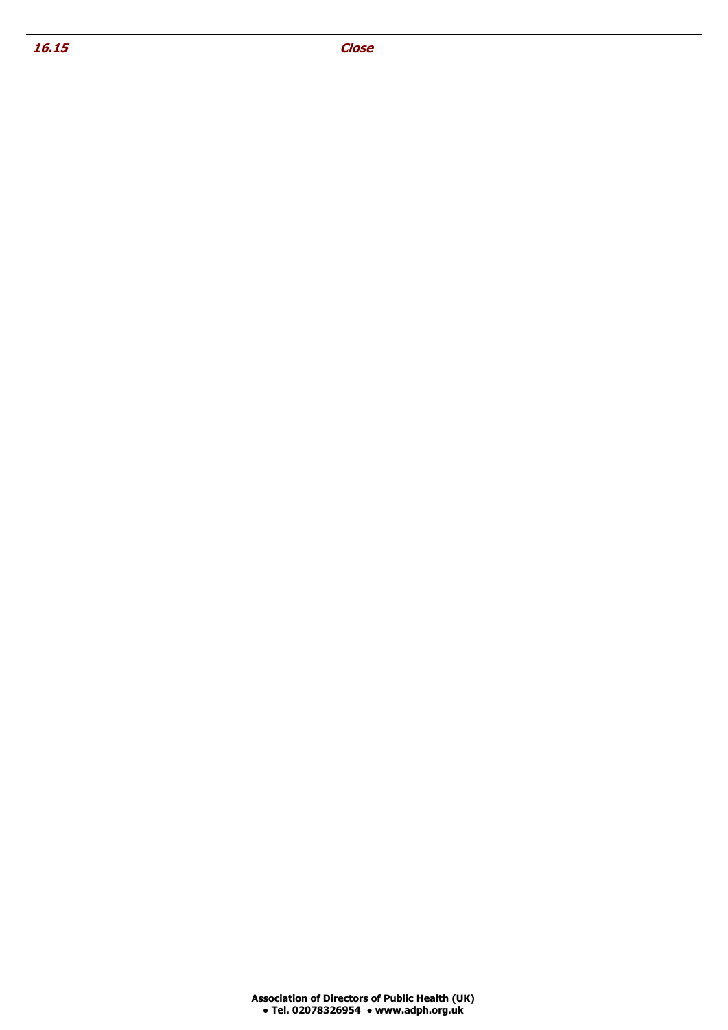| | |
|---|---|
| ***16.15*** | ***Close*** |